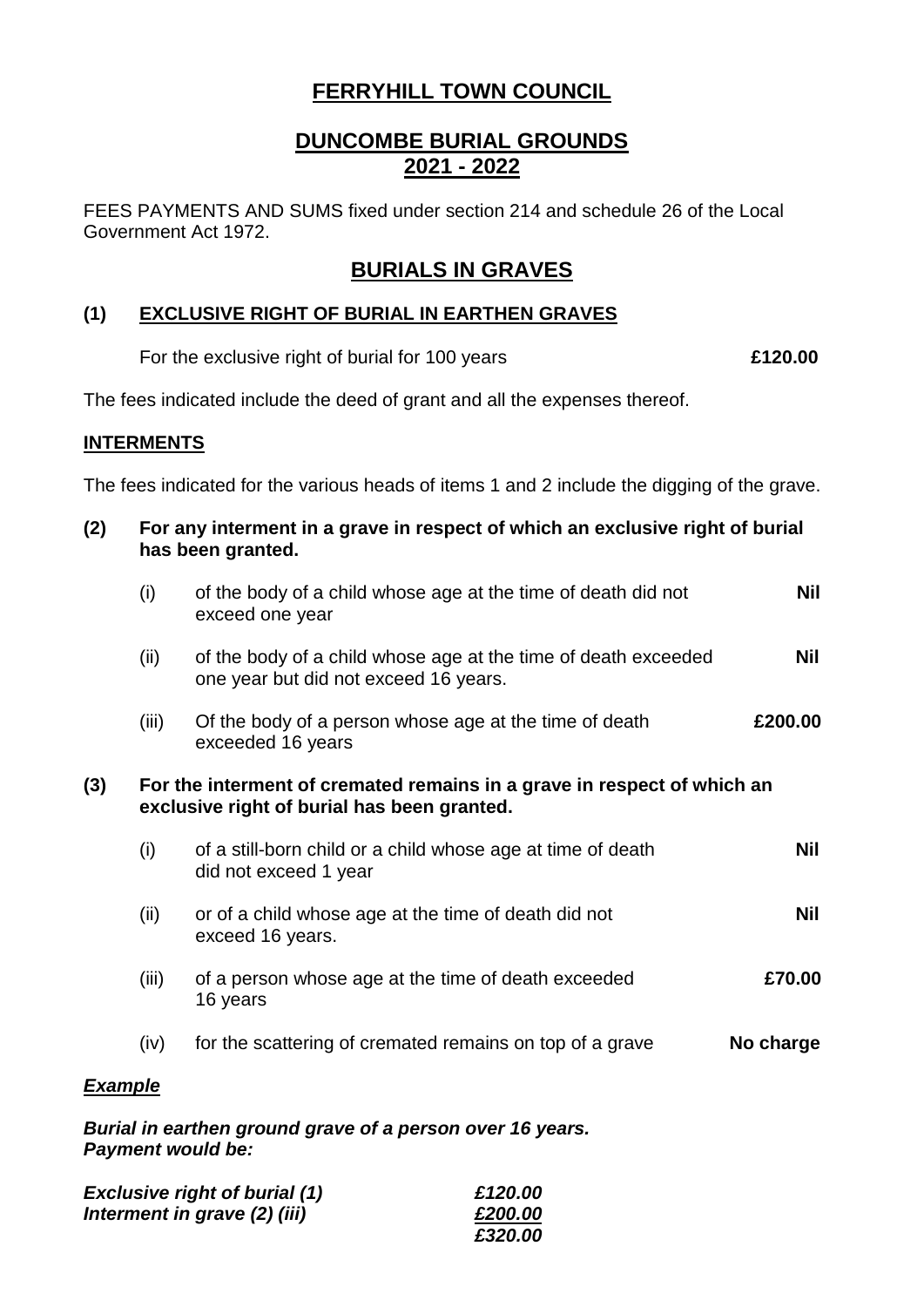# FERRYHILL TOWN COUNCIL

## DUNCOMBE BURIAL GROUNDS
## 2021 - 2022

FEES PAYMENTS AND SUMS fixed under section 214 and schedule 26 of the Local Government Act 1972.

## BURIALS IN GRAVES

### (1) EXCLUSIVE RIGHT OF BURIAL IN EARTHEN GRAVES

For the exclusive right of burial for 100 years **£120.00**

The fees indicated include the deed of grant and all the expenses thereof.

### INTERMENTS

The fees indicated for the various heads of items 1 and 2 include the digging of the grave.

**(2) For any interment in a grave in respect of which an exclusive right of burial has been granted.**

| | | |
|---|---|---|
| (i) | of the body of a child whose age at the time of death did not exceed one year | **Nil** |
| (ii) | of the body of a child whose age at the time of death exceeded one year but did not exceed 16 years. | **Nil** |
| (iii) | Of the body of a person whose age at the time of death exceeded 16 years | **£200.00** |

**(3) For the interment of cremated remains in a grave in respect of which an exclusive right of burial has been granted.**

| | | |
|---|---|---|
| (i) | of a still-born child or a child whose age at time of death did not exceed 1 year | **Nil** |
| (ii) | or of a child whose age at the time of death did not exceed 16 years. | **Nil** |
| (iii) | of a person whose age at the time of death exceeded 16 years | **£70.00** |
| (iv) | for the scattering of cremated remains on top of a grave | **No charge** |

***Example***

***Burial in earthen ground grave of a person over 16 years. Payment would be:***

| | |
|---|---|
| ***Exclusive right of burial (1)*** | ***£120.00*** |
| ***Interment in grave (2) (iii)*** | ***£200.00*** |
| | ***£320.00*** |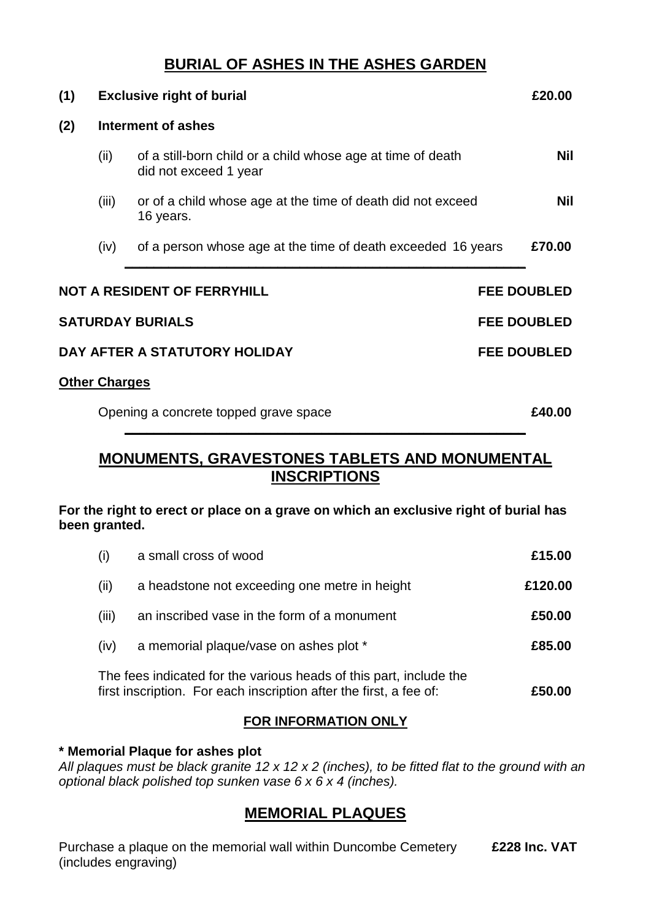## BURIAL OF ASHES IN THE ASHES GARDEN

| | | | |
|---|---|---|---|
| **(1)** | **Exclusive right of burial** | | **£20.00** |
| **(2)** | **Interment of ashes** | | |
| | (ii) | of a still-born child or a child whose age at time of death did not exceed 1 year | **Nil** |
| | (iii) | or of a child whose age at the time of death did not exceed 16 years. | **Nil** |
| | (iv) | of a person whose age at the time of death exceeded 16 years | **£70.00** |

| | |
|---|---|
| **NOT A RESIDENT OF FERRYHILL** | **FEE DOUBLED** |
| **SATURDAY BURIALS** | **FEE DOUBLED** |
| **DAY AFTER A STATUTORY HOLIDAY** | **FEE DOUBLED** |

**Other Charges**

| | |
|---|---|
| Opening a concrete topped grave space | **£40.00** |

## MONUMENTS, GRAVESTONES TABLETS AND MONUMENTAL INSCRIPTIONS

**For the right to erect or place on a grave on which an exclusive right of burial has been granted.**

| | | |
|---|---|---|
| (i) | a small cross of wood | **£15.00** |
| (ii) | a headstone not exceeding one metre in height | **£120.00** |
| (iii) | an inscribed vase in the form of a monument | **£50.00** |
| (iv) | a memorial plaque/vase on ashes plot * | **£85.00** |

The fees indicated for the various heads of this part, include the first inscription. For each inscription after the first, a fee of: **£50.00**

**FOR INFORMATION ONLY**

**\* Memorial Plaque for ashes plot**
*All plaques must be black granite 12 x 12 x 2 (inches), to be fitted flat to the ground with an optional black polished top sunken vase 6 x 6 x 4 (inches).*

## MEMORIAL PLAQUES

| | |
|---|---|
| Purchase a plaque on the memorial wall within Duncombe Cemetery (includes engraving) | **£228 Inc. VAT** |